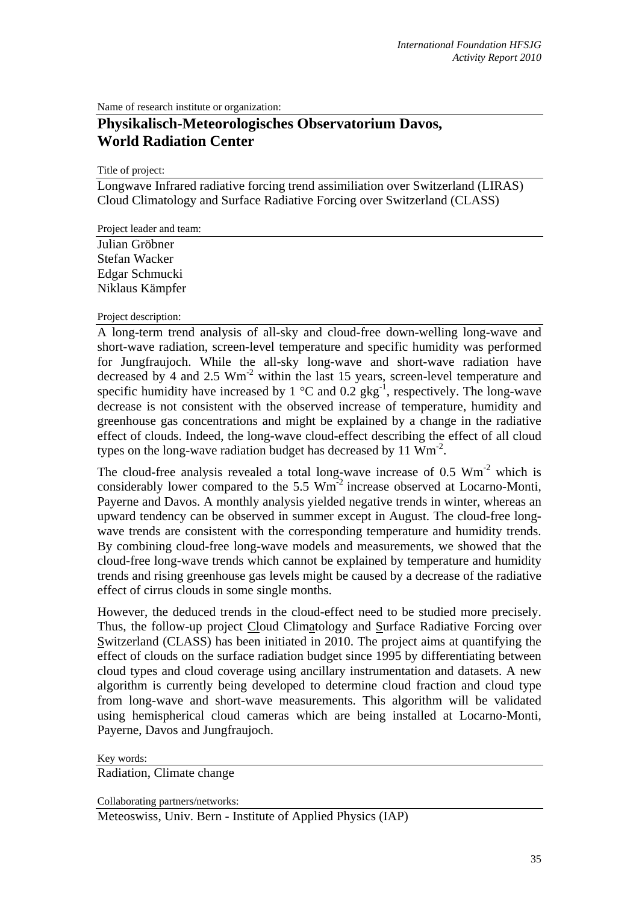Name of research institute or organization:

## Physikalisch-Meteorologisches Observatorium Davos, World Radiation Center

Title of project:

Longwave Infrared radiative forcing trend assimiliation over Switzerland (LIRAS)
Cloud Climatology and Surface Radiative Forcing over Switzerland (CLASS)

Project leader and team:

Julian Gröbner
Stefan Wacker
Edgar Schmucki
Niklaus Kämpfer

Project description:

A long-term trend analysis of all-sky and cloud-free down-welling long-wave and short-wave radiation, screen-level temperature and specific humidity was performed for Jungfraujoch. While the all-sky long-wave and short-wave radiation have decreased by 4 and 2.5 $Wm^{-2}$ within the last 15 years, screen-level temperature and specific humidity have increased by 1 °C and 0.2 $gkg^{-1}$, respectively. The long-wave decrease is not consistent with the observed increase of temperature, humidity and greenhouse gas concentrations and might be explained by a change in the radiative effect of clouds. Indeed, the long-wave cloud-effect describing the effect of all cloud types on the long-wave radiation budget has decreased by 11 $Wm^{-2}$.

The cloud-free analysis revealed a total long-wave increase of 0.5 $Wm^{-2}$ which is considerably lower compared to the 5.5 $Wm^{-2}$ increase observed at Locarno-Monti, Payerne and Davos. A monthly analysis yielded negative trends in winter, whereas an upward tendency can be observed in summer except in August. The cloud-free long-wave trends are consistent with the corresponding temperature and humidity trends. By combining cloud-free long-wave models and measurements, we showed that the cloud-free long-wave trends which cannot be explained by temperature and humidity trends and rising greenhouse gas levels might be caused by a decrease of the radiative effect of cirrus clouds in some single months.

However, the deduced trends in the cloud-effect need to be studied more precisely. Thus, the follow-up project Cloud Climatology and Surface Radiative Forcing over Switzerland (CLASS) has been initiated in 2010. The project aims at quantifying the effect of clouds on the surface radiation budget since 1995 by differentiating between cloud types and cloud coverage using ancillary instrumentation and datasets. A new algorithm is currently being developed to determine cloud fraction and cloud type from long-wave and short-wave measurements. This algorithm will be validated using hemispherical cloud cameras which are being installed at Locarno-Monti, Payerne, Davos and Jungfraujoch.

Key words:

Radiation, Climate change

Collaborating partners/networks:

Meteoswiss, Univ. Bern - Institute of Applied Physics (IAP)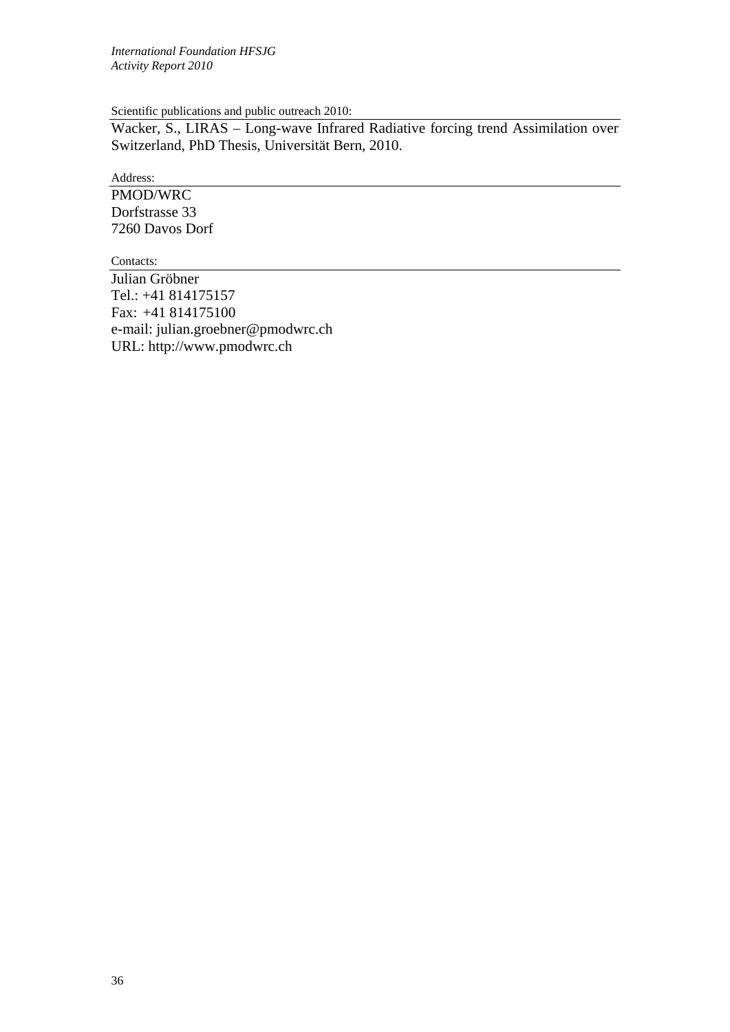Scientific publications and public outreach 2010:

Wacker, S., LIRAS – Long-wave Infrared Radiative forcing trend Assimilation over Switzerland, PhD Thesis, Universität Bern, 2010.

Address:

PMOD/WRC
Dorfstrasse 33
7260 Davos Dorf

Contacts:

Julian Gröbner
Tel.: +41 814175157
Fax: +41 814175100
e-mail: julian.groebner@pmodwrc.ch
URL: http://www.pmodwrc.ch